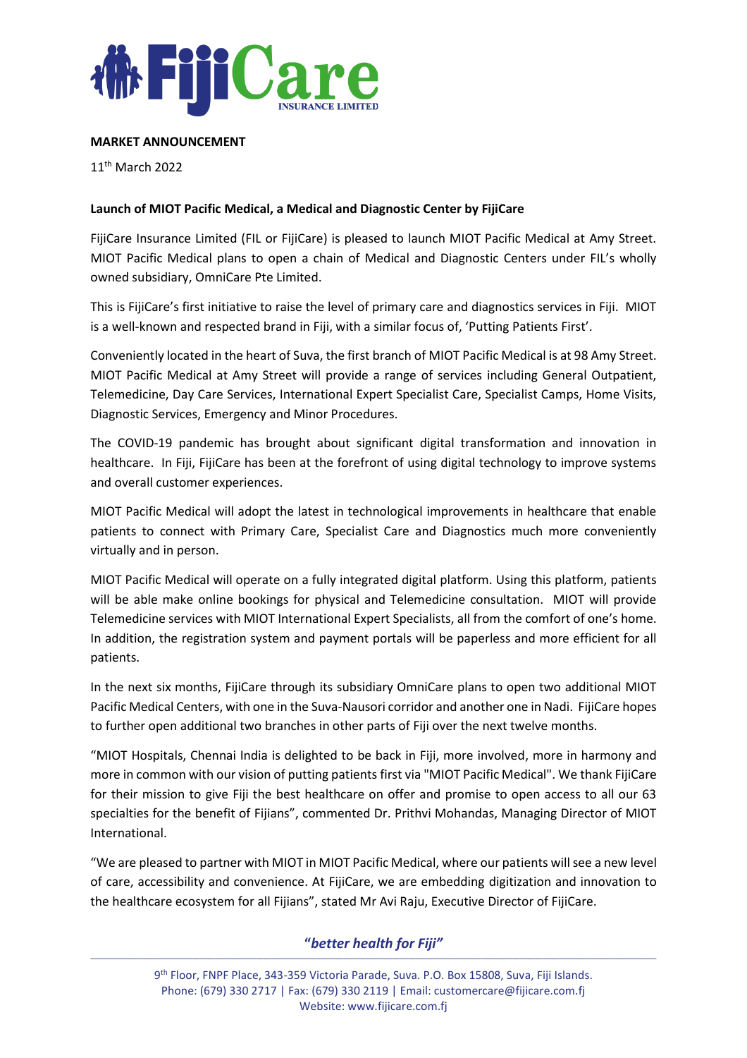**MARKET ANNOUNCEMENT**

11th March 2022

**Launch of MIOT Pacific Medical, a Medical and Diagnostic Center by FijiCare**

FijiCare Insurance Limited (FIL or FijiCare) is pleased to launch MIOT Pacific Medical at Amy Street. MIOT Pacific Medical plans to open a chain of Medical and Diagnostic Centers under FIL's wholly owned subsidiary, OmniCare Pte Limited.

This is FijiCare's first initiative to raise the level of primary care and diagnostics services in Fiji. MIOT is a well-known and respected brand in Fiji, with a similar focus of, 'Putting Patients First'.

Conveniently located in the heart of Suva, the first branch of MIOT Pacific Medical is at 98 Amy Street. MIOT Pacific Medical at Amy Street will provide a range of services including General Outpatient, Telemedicine, Day Care Services, International Expert Specialist Care, Specialist Camps, Home Visits, Diagnostic Services, Emergency and Minor Procedures.

The COVID-19 pandemic has brought about significant digital transformation and innovation in healthcare. In Fiji, FijiCare has been at the forefront of using digital technology to improve systems and overall customer experiences.

MIOT Pacific Medical will adopt the latest in technological improvements in healthcare that enable patients to connect with Primary Care, Specialist Care and Diagnostics much more conveniently virtually and in person.

MIOT Pacific Medical will operate on a fully integrated digital platform. Using this platform, patients will be able make online bookings for physical and Telemedicine consultation. MIOT will provide Telemedicine services with MIOT International Expert Specialists, all from the comfort of one's home. In addition, the registration system and payment portals will be paperless and more efficient for all patients.

In the next six months, FijiCare through its subsidiary OmniCare plans to open two additional MIOT Pacific Medical Centers, with one in the Suva-Nausori corridor and another one in Nadi. FijiCare hopes to further open additional two branches in other parts of Fiji over the next twelve months.

"MIOT Hospitals, Chennai India is delighted to be back in Fiji, more involved, more in harmony and more in common with our vision of putting patients first via "MIOT Pacific Medical". We thank FijiCare for their mission to give Fiji the best healthcare on offer and promise to open access to all our 63 specialties for the benefit of Fijians", commented Dr. Prithvi Mohandas, Managing Director of MIOT International.

"We are pleased to partner with MIOT in MIOT Pacific Medical, where our patients will see a new level of care, accessibility and convenience. At FijiCare, we are embedding digitization and innovation to the healthcare ecosystem for all Fijians", stated Mr Avi Raju, Executive Director of FijiCare.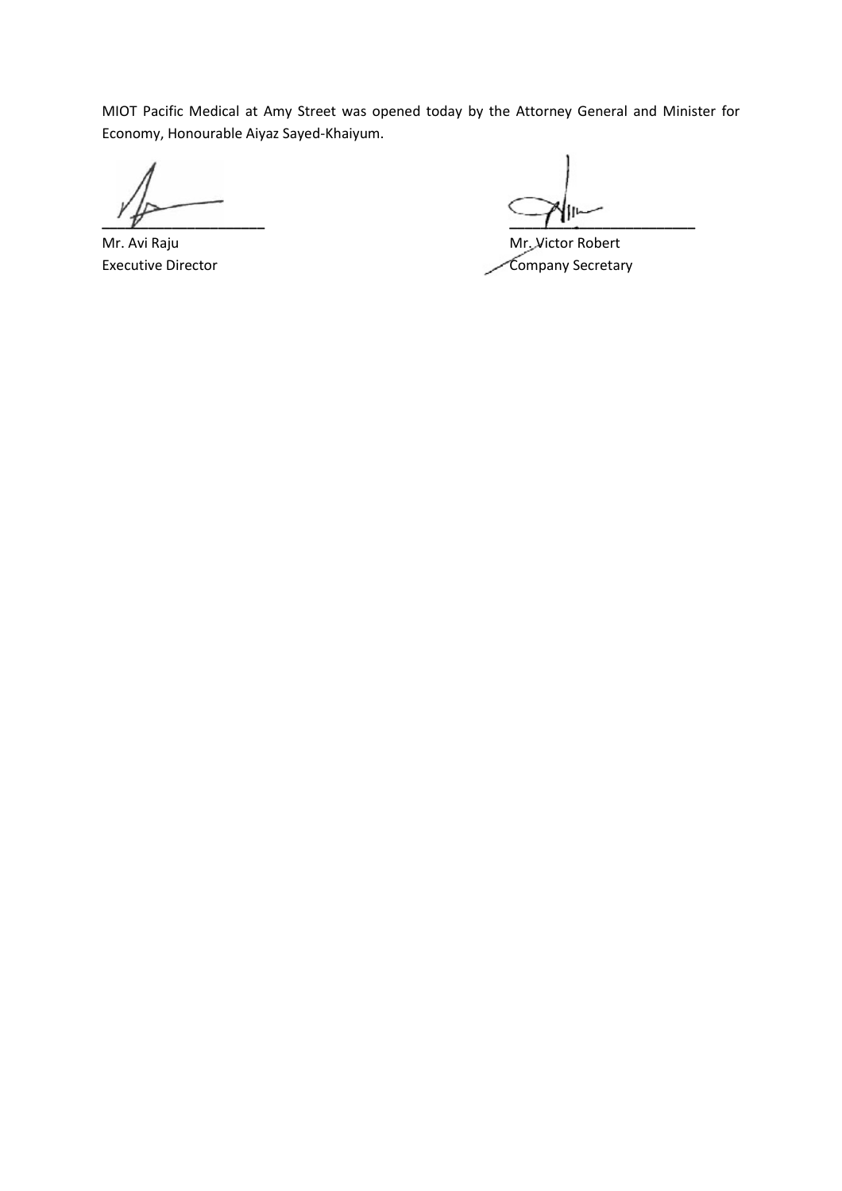MIOT Pacific Medical at Amy Street was opened today by the Attorney General and Minister for Economy, Honourable Aiyaz Sayed-Khaiyum.

| | |
|---|---|
| ____________________ | ____________________ |
| Mr. Avi Raju | Mr. Victor Robert |
| Executive Director | Company Secretary |